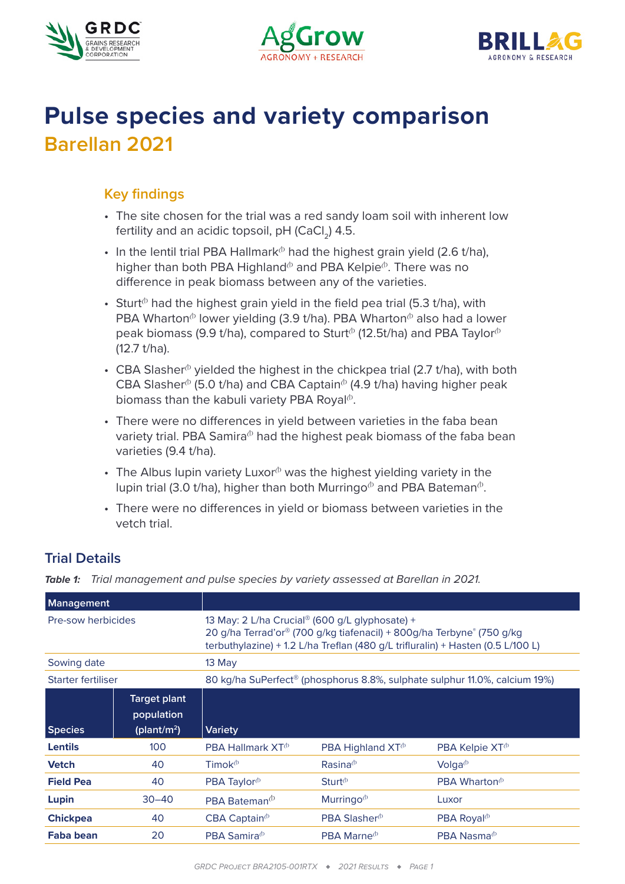# Pulse species and variety comparison

## Barellan 2021

### Key findings

- The site chosen for the trial was a red sandy loam soil with inherent low fertility and an acidic topsoil, pH ($CaCl_2$) 4.5.
- In the lentil trial PBA Hallmark⏀ had the highest grain yield (2.6 t/ha), higher than both PBA Highland⏀ and PBA Kelpie⏀. There was no difference in peak biomass between any of the varieties.
- Sturt⏀ had the highest grain yield in the field pea trial (5.3 t/ha), with PBA Wharton⏀ lower yielding (3.9 t/ha). PBA Wharton⏀ also had a lower peak biomass (9.9 t/ha), compared to Sturt⏀ (12.5t/ha) and PBA Taylor⏀ (12.7 t/ha).
- CBA Slasher⏀ yielded the highest in the chickpea trial (2.7 t/ha), with both CBA Slasher⏀ (5.0 t/ha) and CBA Captain⏀ (4.9 t/ha) having higher peak biomass than the kabuli variety PBA Royal⏀.
- There were no differences in yield between varieties in the faba bean variety trial. PBA Samira⏀ had the highest peak biomass of the faba bean varieties (9.4 t/ha).
- The Albus lupin variety Luxor⏀ was the highest yielding variety in the lupin trial (3.0 t/ha), higher than both Murringo⏀ and PBA Bateman⏀.
- There were no differences in yield or biomass between varieties in the vetch trial.

## Trial Details

***Table 1:*** *Trial management and pulse species by variety assessed at Barellan in 2021.*

| Management | | | | |
|---|---|---|---|---|
| Pre-sow herbicides | | 13 May: 2 L/ha Crucial® (600 g/L glyphosate) + 20 g/ha Terrad'or® (700 g/kg tiafenacil) + 800g/ha Terbyne® (750 g/kg terbuthylazine) + 1.2 L/ha Treflan (480 g/L trifluralin) + Hasten (0.5 L/100 L) | | |
| Sowing date | | 13 May | | |
| Starter fertiliser | | 80 kg/ha SuPerfect® (phosphorus 8.8%, sulphate sulphur 11.0%, calcium 19%) | | |
| **Species** | **Target plant population (plant/m²)** | **Variety** | | |
| **Lentils** | 100 | PBA Hallmark XT⏀ | PBA Highland XT⏀ | PBA Kelpie XT⏀ |
| **Vetch** | 40 | Timok⏀ | Rasina⏀ | Volga⏀ |
| **Field Pea** | 40 | PBA Taylor⏀ | Sturt⏀ | PBA Wharton⏀ |
| **Lupin** | 30–40 | PBA Bateman⏀ | Murringo⏀ | Luxor |
| **Chickpea** | 40 | CBA Captain⏀ | PBA Slasher⏀ | PBA Royal⏀ |
| **Faba bean** | 20 | PBA Samira⏀ | PBA Marne⏀ | PBA Nasma⏀ |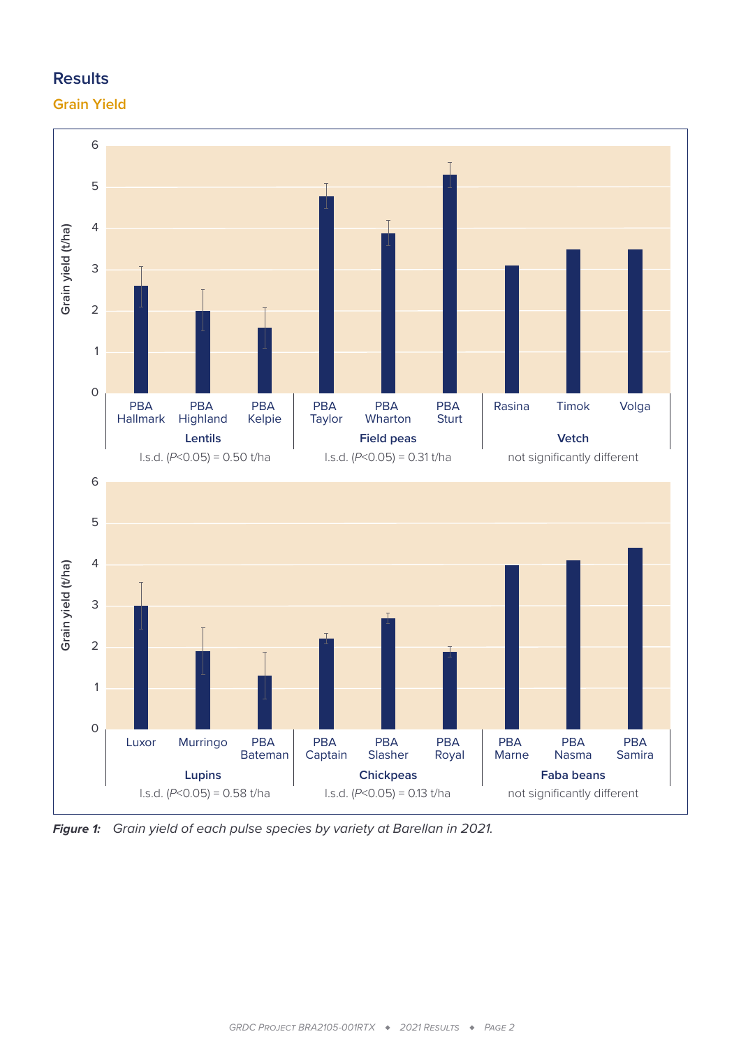## Results

### Grain Yield

Figure 1: Grain yield of each pulse species by variety at Barellan in 2021.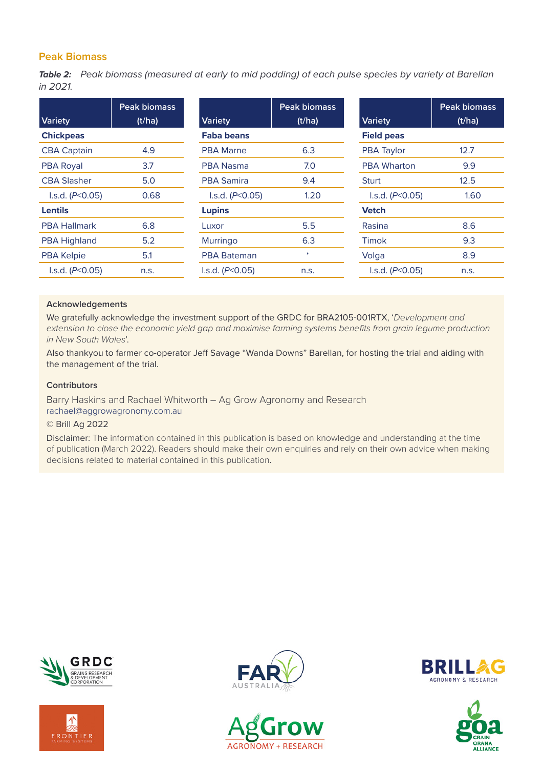## Peak Biomass

***Table 2:*** *Peak biomass (measured at early to mid podding) of each pulse species by variety at Barellan in 2021.*

| Variety | Peak biomass (t/ha) |
|---|---|
| **Chickpeas** | |
| CBA Captain | 4.9 |
| PBA Royal | 3.7 |
| CBA Slasher | 5.0 |
| l.s.d. (*P*<0.05) | 0.68 |
| **Lentils** | |
| PBA Hallmark | 6.8 |
| PBA Highland | 5.2 |
| PBA Kelpie | 5.1 |
| l.s.d. (*P*<0.05) | n.s. |

| Variety | Peak biomass (t/ha) |
|---|---|
| **Faba beans** | |
| PBA Marne | 6.3 |
| PBA Nasma | 7.0 |
| PBA Samira | 9.4 |
| l.s.d. (*P*<0.05) | 1.20 |
| **Lupins** | |
| Luxor | 5.5 |
| Murringo | 6.3 |
| PBA Bateman | * |
| l.s.d. (*P*<0.05) | n.s. |

| Variety | Peak biomass (t/ha) |
|---|---|
| **Field peas** | |
| PBA Taylor | 12.7 |
| PBA Wharton | 9.9 |
| Sturt | 12.5 |
| l.s.d. (*P*<0.05) | 1.60 |
| **Vetch** | |
| Rasina | 8.6 |
| Timok | 9.3 |
| Volga | 8.9 |
| l.s.d. (*P*<0.05) | n.s. |

### Acknowledgements

We gratefully acknowledge the investment support of the GRDC for BRA2105-001RTX, '*Development and extension to close the economic yield gap and maximise farming systems benefits from grain legume production in New South Wales*'.

Also thankyou to farmer co-operator Jeff Savage "Wanda Downs" Barellan, for hosting the trial and aiding with the management of the trial.

### Contributors

Barry Haskins and Rachael Whitworth – Ag Grow Agronomy and Research
rachael@aggrowagronomy.com.au

© Brill Ag 2022

Disclaimer: The information contained in this publication is based on knowledge and understanding at the time of publication (March 2022). Readers should make their own enquiries and rely on their own advice when making decisions related to material contained in this publication.